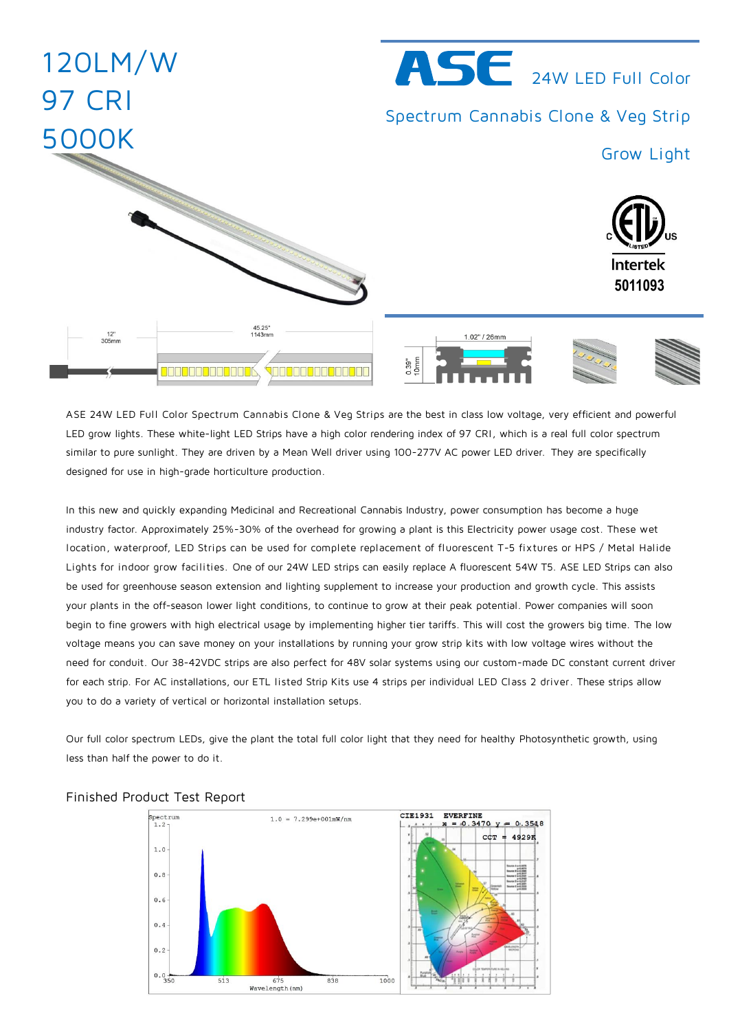# 120LM/W
# 97 CRI
# 5000K

# ASE 24W LED Full Color Spectrum Cannabis Clone & Veg Strip Grow Light

C ETL LISTED US
Intertek
5011093

12" 305mm
45.25" 1143mm
1.02" / 26mm
0.39" 10mm

ASE 24W LED Full Color Spectrum Cannabis Clone & Veg Strips are the best in class low voltage, very efficient and powerful LED grow lights. These white-light LED Strips have a high color rendering index of 97 CRI, which is a real full color spectrum similar to pure sunlight. They are driven by a Mean Well driver using 100-277V AC power LED driver. They are specifically designed for use in high-grade horticulture production.

In this new and quickly expanding Medicinal and Recreational Cannabis Industry, power consumption has become a huge industry factor. Approximately 25%-30% of the overhead for growing a plant is this Electricity power usage cost. These wet location, waterproof, LED Strips can be used for complete replacement of fluorescent T-5 fixtures or HPS / Metal Halide Lights for indoor grow facilities. One of our 24W LED strips can easily replace A fluorescent 54W T5. ASE LED Strips can also be used for greenhouse season extension and lighting supplement to increase your production and growth cycle. This assists your plants in the off-season lower light conditions, to continue to grow at their peak potential. Power companies will soon begin to fine growers with high electrical usage by implementing higher tier tariffs. This will cost the growers big time. The low voltage means you can save money on your installations by running your grow strip kits with low voltage wires without the need for conduit. Our 38-42VDC strips are also perfect for 48V solar systems using our custom-made DC constant current driver for each strip. For AC installations, our ETL listed Strip Kits use 4 strips per individual LED Class 2 driver. These strips allow you to do a variety of vertical or horizontal installation setups.

Our full color spectrum LEDs, give the plant the total full color light that they need for healthy Photosynthetic growth, using less than half the power to do it.

## Finished Product Test Report

Spectrum 1.0 = 7.299e+001mW/nm
Wavelength (nm)

CIE1931 EVERFINE
x = 0.3470 y = 0.3548
CCT = 4929K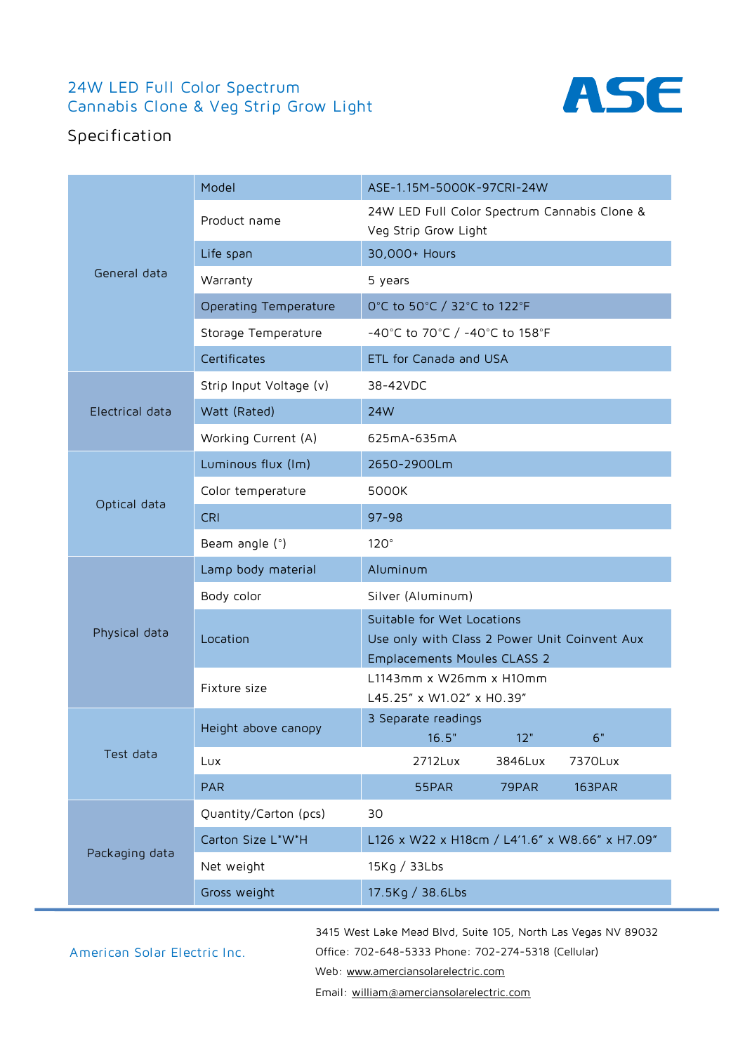# 24W LED Full Color Spectrum Cannabis Clone & Veg Strip Grow Light

ASE

## Specification

| | | | | |
|---|---|---|---|---|
| General data | Model | ASE-1.15M-5000K-97CRI-24W | | |
| | Product name | 24W LED Full Color Spectrum Cannabis Clone & Veg Strip Grow Light | | |
| | Life span | 30,000+ Hours | | |
| | Warranty | 5 years | | |
| | Operating Temperature | 0°C to 50°C / 32°C to 122°F | | |
| | Storage Temperature | -40°C to 70°C / -40°C to 158°F | | |
| | Certificates | ETL for Canada and USA | | |
| Electrical data | Strip Input Voltage (v) | 38-42VDC | | |
| | Watt (Rated) | 24W | | |
| | Working Current (A) | 625mA-635mA | | |
| Optical data | Luminous flux (lm) | 2650-2900Lm | | |
| | Color temperature | 5000K | | |
| | CRI | 97-98 | | |
| | Beam angle (°) | 120° | | |
| Physical data | Lamp body material | Aluminum | | |
| | Body color | Silver (Aluminum) | | |
| | Location | Suitable for Wet Locations<br>Use only with Class 2 Power Unit Coinvent Aux Emplacements Moules CLASS 2 | | |
| | Fixture size | L1143mm x W26mm x H10mm<br>L45.25" x W1.02" x H0.39" | | |
| Test data | Height above canopy | 3 Separate readings<br>16.5" | 12" | 6" |
| | Lux | 2712Lux | 3846Lux | 7370Lux |
| | PAR | 55PAR | 79PAR | 163PAR |
| Packaging data | Quantity/Carton (pcs) | 30 | | |
| | Carton Size L*W*H | L126 x W22 x H18cm / L4'1.6" x W8.66" x H7.09" | | |
| | Net weight | 15Kg / 33Lbs | | |
| | Gross weight | 17.5Kg / 38.6Lbs | | |

American Solar Electric Inc.

3415 West Lake Mead Blvd, Suite 105, North Las Vegas NV 89032
Office: 702-648-5333 Phone: 702-274-5318 (Cellular)
Web: www.amerciansolarelectric.com
Email: william@amerciansolarelectric.com